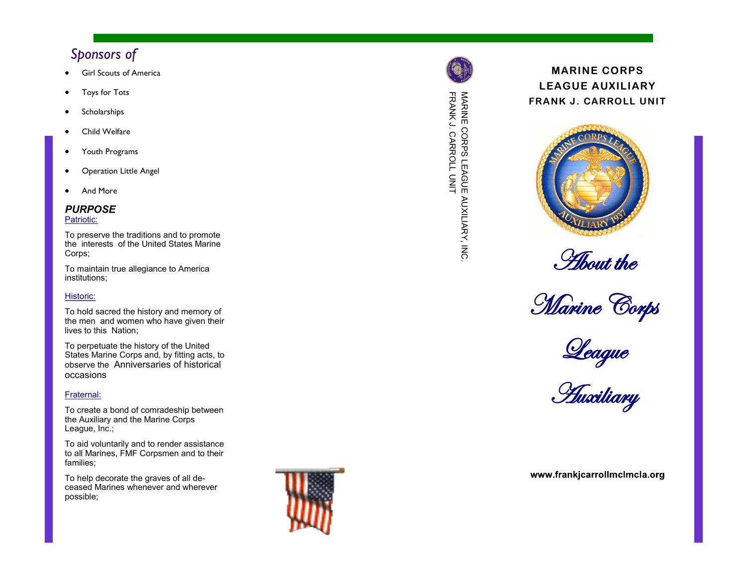## Sponsors of

- Girl Scouts of America
- Toys for Tots
- Scholarships
- Child Welfare
- Youth Programs
- Operation Little Angel
- And More

### PURPOSE

Patriotic:

To preserve the traditions and to promote the interests of the United States Marine Corps;

To maintain true allegiance to America institutions;

Historic:

To hold sacred the history and memory of the men and women who have given their lives to this Nation;

To perpetuate the history of the United States Marine Corps and, by fitting acts, to observe the Anniversaries of historical occasions

Fraternal:

To create a bond of comradeship between the Auxiliary and the Marine Corps League, Inc.;

To aid voluntarily and to render assistance to all Marines, FMF Corpsmen and to their families;

To help decorate the graves of all deceased Marines whenever and wherever possible;

MARINE CORPS LEAGUE AUXILIARY, INC.
FRANK J. CARROLL UNIT

**MARINE CORPS LEAGUE AUXILIARY**
**FRANK J. CARROLL UNIT**

# *About the Marine Corps League Auxiliary*

**www.frankjcarrollmclmcla.org**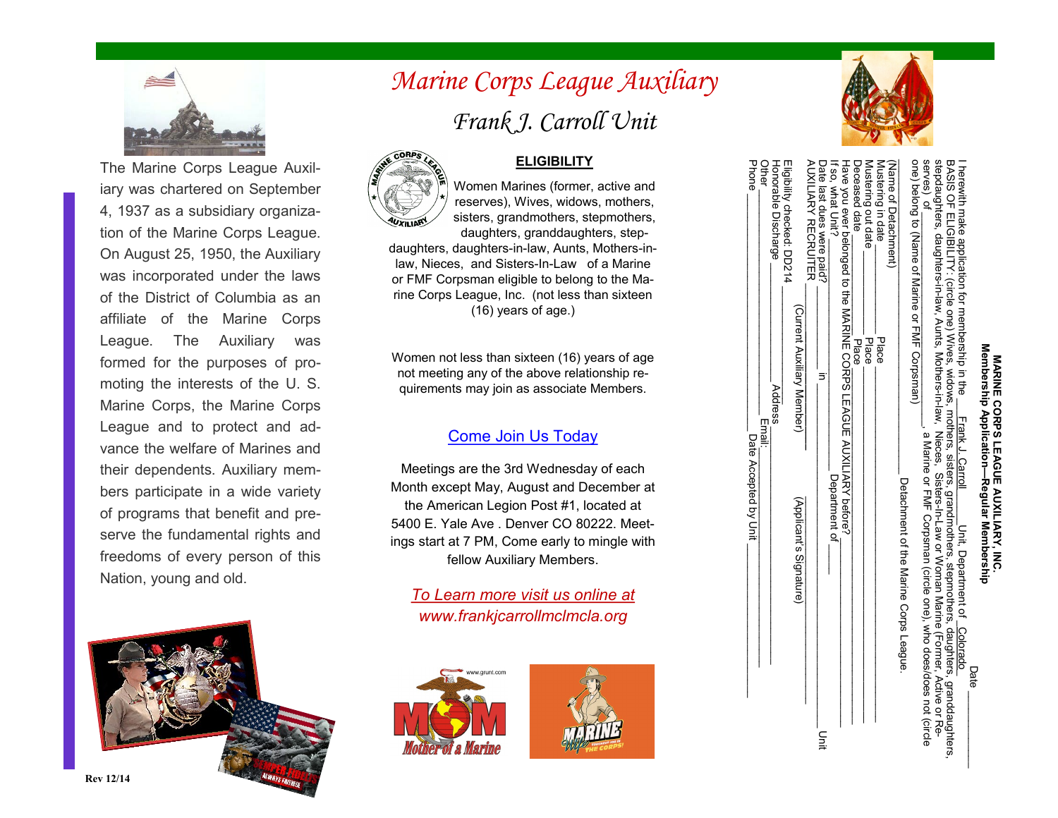The Marine Corps League Auxiliary was chartered on September 4, 1937 as a subsidiary organization of the Marine Corps League. On August 25, 1950, the Auxiliary was incorporated under the laws of the District of Columbia as an affiliate of the Marine Corps League. The Auxiliary was formed for the purposes of promoting the interests of the U. S. Marine Corps, the Marine Corps League and to protect and advance the welfare of Marines and their dependents. Auxiliary members participate in a wide variety of programs that benefit and preserve the fundamental rights and freedoms of every person of this Nation, young and old.

Rev 12/14

# *Marine Corps League Auxiliary*

## *Frank J. Carroll Unit*

### ELIGIBILITY

Women Marines (former, active and reserves), Wives, widows, mothers, sisters, grandmothers, stepmothers, daughters, granddaughters, stepdaughters, daughters-in-law, Aunts, Mothers-in-law, Nieces, and Sisters-In-Law of a Marine or FMF Corpsman eligible to belong to the Marine Corps League, Inc. (not less than sixteen (16) years of age.)

Women not less than sixteen (16) years of age not meeting any of the above relationship requirements may join as associate Members.

Come Join Us Today

Meetings are the 3rd Wednesday of each Month except May, August and December at the American Legion Post #1, located at 5400 E. Yale Ave . Denver CO 80222. Meetings start at 7 PM, Come early to mingle with fellow Auxiliary Members.

*To Learn more visit us online at www.frankjcarrollmclmcla.org*

www.grunt.com

MOM Mother of a Marine

MARINE Wife TOUGHEST JOB IN THE CORPS!

**MARINE CORPS LEAGUE AUXILIARY, INC.**
**Membership Application—Regular Membership**

Date ____________

I herewith make application for membership in the Frank J. Carroll Unit, Department of Colorado

BASIS OF ELIGIBILITY: (circle one) Wives, widows, mothers, sisters, grandmothers, stepmothers, daughters, granddaughters, stepdaughters, daughters-in-law, Aunts, Mothers-in-law, Nieces, Sisters-In-Law or Woman Marine (Former, Active or Reserves) of ____________, a Marine or FMF Corpsman (circle one), who does/does not (circle one) belong to (Name of Marine or FMF Corpsman) ____________ Detachment of the Marine Corps League.

(Name of Detachment) ____________

Mustering in date ____________ Place ____________

Mustering out date ____________ Place ____________

Deceased date ____________ Place ____________

Have you ever belonged to the MARINE CORPS LEAGUE AUXILIARY before? ____________

If so, what Unit? ____________ Department of ____________

Date last dues were paid? ____________ in ____________ Unit

AUXILIARY RECRUITER ____________ (Current Auxiliary Member) ____________ (Applicant's Signature)

Eligibility checked: DD214 ____________

Honorable Discharge ____________ Address ____________

Other ____________ Email: ____________

Phone ____________ Date Accepted by Unit ____________